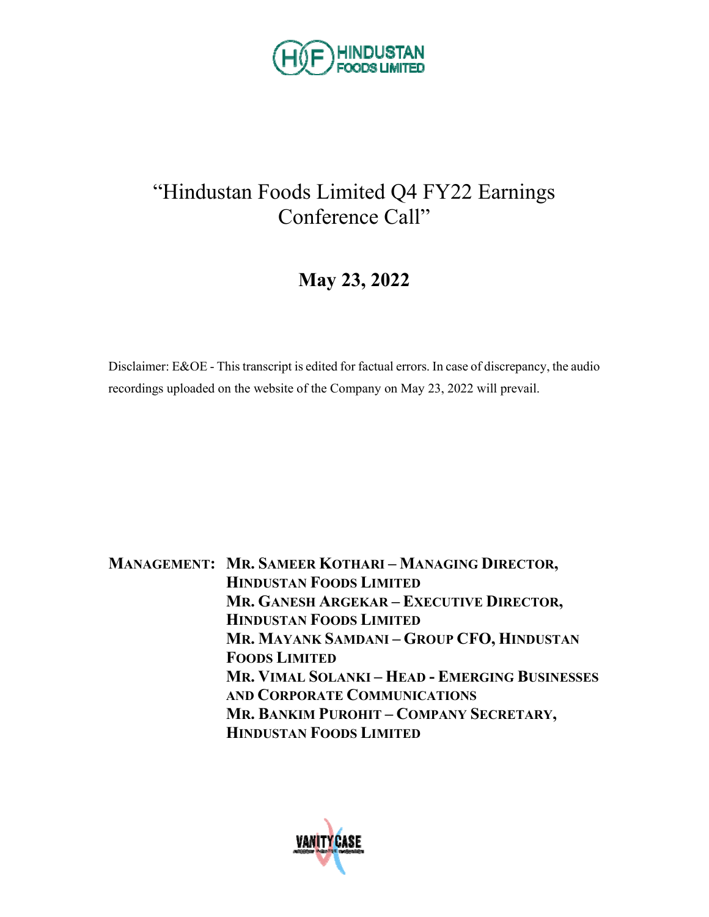# "Hindustan Foods Limited Q4 FY22 Earnings Conference Call"

## May 23, 2022

Disclaimer: E&OE - This transcript is edited for factual errors. In case of discrepancy, the audio recordings uploaded on the website of the Company on May 23, 2022 will prevail.

**MANAGEMENT:** **MR. SAMEER KOTHARI – MANAGING DIRECTOR, HINDUSTAN FOODS LIMITED**
**MR. GANESH ARGEKAR – EXECUTIVE DIRECTOR, HINDUSTAN FOODS LIMITED**
**MR. MAYANK SAMDANI – GROUP CFO, HINDUSTAN FOODS LIMITED**
**MR. VIMAL SOLANKI – HEAD - EMERGING BUSINESSES AND CORPORATE COMMUNICATIONS**
**MR. BANKIM PUROHIT – COMPANY SECRETARY, HINDUSTAN FOODS LIMITED**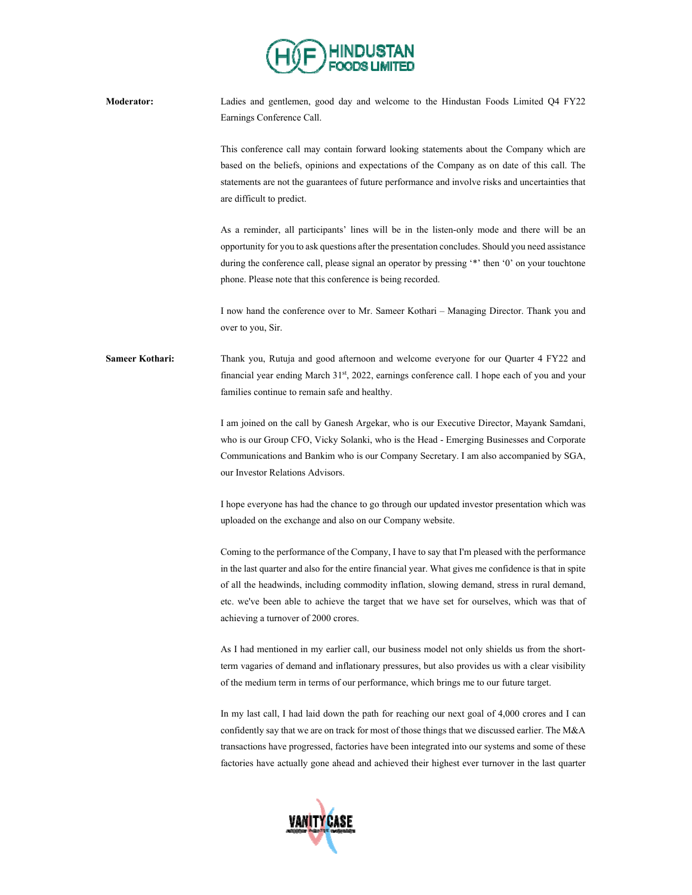**Moderator:** Ladies and gentlemen, good day and welcome to the Hindustan Foods Limited Q4 FY22 Earnings Conference Call.

This conference call may contain forward looking statements about the Company which are based on the beliefs, opinions and expectations of the Company as on date of this call. The statements are not the guarantees of future performance and involve risks and uncertainties that are difficult to predict.

As a reminder, all participants' lines will be in the listen-only mode and there will be an opportunity for you to ask questions after the presentation concludes. Should you need assistance during the conference call, please signal an operator by pressing '*' then '0' on your touchtone phone. Please note that this conference is being recorded.

I now hand the conference over to Mr. Sameer Kothari – Managing Director. Thank you and over to you, Sir.

**Sameer Kothari:** Thank you, Rutuja and good afternoon and welcome everyone for our Quarter 4 FY22 and financial year ending March 31st, 2022, earnings conference call. I hope each of you and your families continue to remain safe and healthy.

I am joined on the call by Ganesh Argekar, who is our Executive Director, Mayank Samdani, who is our Group CFO, Vicky Solanki, who is the Head - Emerging Businesses and Corporate Communications and Bankim who is our Company Secretary. I am also accompanied by SGA, our Investor Relations Advisors.

I hope everyone has had the chance to go through our updated investor presentation which was uploaded on the exchange and also on our Company website.

Coming to the performance of the Company, I have to say that I'm pleased with the performance in the last quarter and also for the entire financial year. What gives me confidence is that in spite of all the headwinds, including commodity inflation, slowing demand, stress in rural demand, etc. we've been able to achieve the target that we have set for ourselves, which was that of achieving a turnover of 2000 crores.

As I had mentioned in my earlier call, our business model not only shields us from the short-term vagaries of demand and inflationary pressures, but also provides us with a clear visibility of the medium term in terms of our performance, which brings me to our future target.

In my last call, I had laid down the path for reaching our next goal of 4,000 crores and I can confidently say that we are on track for most of those things that we discussed earlier. The M&A transactions have progressed, factories have been integrated into our systems and some of these factories have actually gone ahead and achieved their highest ever turnover in the last quarter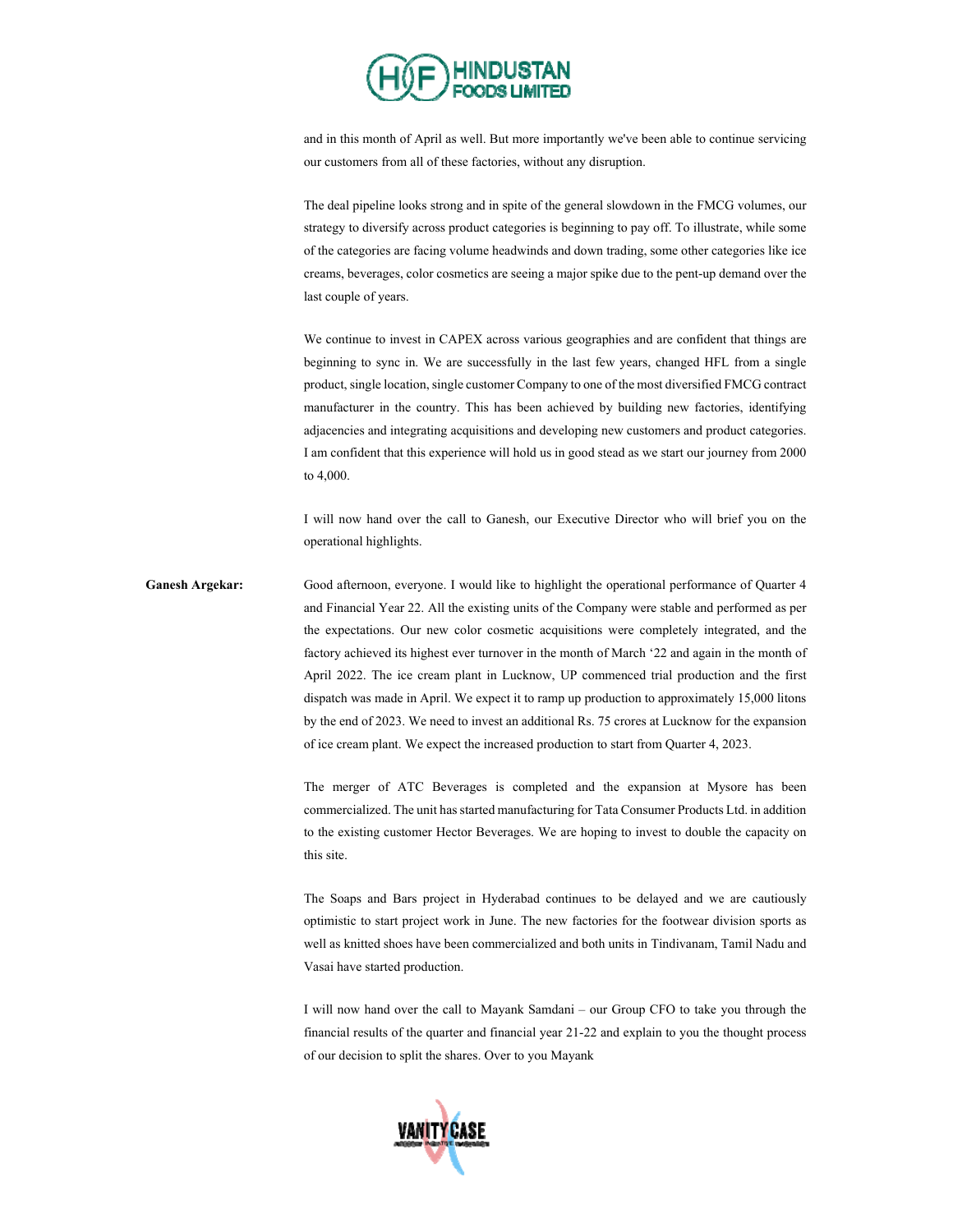and in this month of April as well. But more importantly we've been able to continue servicing our customers from all of these factories, without any disruption.

The deal pipeline looks strong and in spite of the general slowdown in the FMCG volumes, our strategy to diversify across product categories is beginning to pay off. To illustrate, while some of the categories are facing volume headwinds and down trading, some other categories like ice creams, beverages, color cosmetics are seeing a major spike due to the pent-up demand over the last couple of years.

We continue to invest in CAPEX across various geographies and are confident that things are beginning to sync in. We are successfully in the last few years, changed HFL from a single product, single location, single customer Company to one of the most diversified FMCG contract manufacturer in the country. This has been achieved by building new factories, identifying adjacencies and integrating acquisitions and developing new customers and product categories. I am confident that this experience will hold us in good stead as we start our journey from 2000 to 4,000.

I will now hand over the call to Ganesh, our Executive Director who will brief you on the operational highlights.

**Ganesh Argekar:** Good afternoon, everyone. I would like to highlight the operational performance of Quarter 4 and Financial Year 22. All the existing units of the Company were stable and performed as per the expectations. Our new color cosmetic acquisitions were completely integrated, and the factory achieved its highest ever turnover in the month of March '22 and again in the month of April 2022. The ice cream plant in Lucknow, UP commenced trial production and the first dispatch was made in April. We expect it to ramp up production to approximately 15,000 litons by the end of 2023. We need to invest an additional Rs. 75 crores at Lucknow for the expansion of ice cream plant. We expect the increased production to start from Quarter 4, 2023.

The merger of ATC Beverages is completed and the expansion at Mysore has been commercialized. The unit has started manufacturing for Tata Consumer Products Ltd. in addition to the existing customer Hector Beverages. We are hoping to invest to double the capacity on this site.

The Soaps and Bars project in Hyderabad continues to be delayed and we are cautiously optimistic to start project work in June. The new factories for the footwear division sports as well as knitted shoes have been commercialized and both units in Tindivanam, Tamil Nadu and Vasai have started production.

I will now hand over the call to Mayank Samdani – our Group CFO to take you through the financial results of the quarter and financial year 21-22 and explain to you the thought process of our decision to split the shares. Over to you Mayank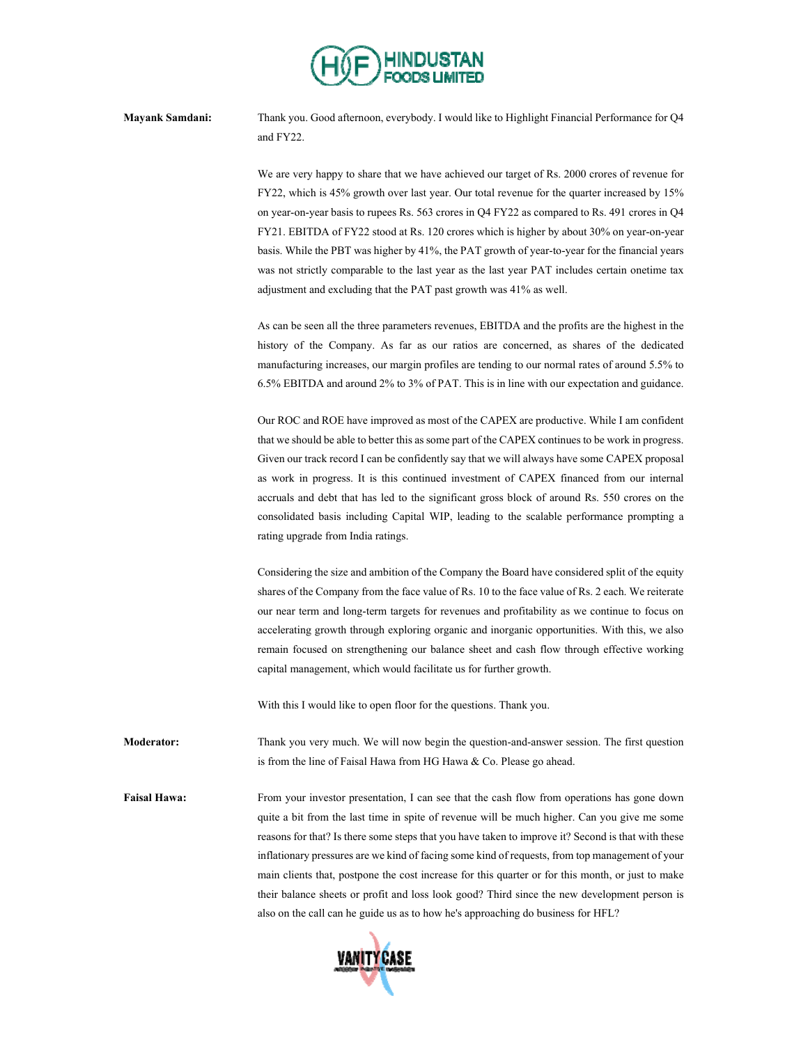**Mayank Samdani:** Thank you. Good afternoon, everybody. I would like to Highlight Financial Performance for Q4 and FY22.

We are very happy to share that we have achieved our target of Rs. 2000 crores of revenue for FY22, which is 45% growth over last year. Our total revenue for the quarter increased by 15% on year-on-year basis to rupees Rs. 563 crores in Q4 FY22 as compared to Rs. 491 crores in Q4 FY21. EBITDA of FY22 stood at Rs. 120 crores which is higher by about 30% on year-on-year basis. While the PBT was higher by 41%, the PAT growth of year-to-year for the financial years was not strictly comparable to the last year as the last year PAT includes certain onetime tax adjustment and excluding that the PAT past growth was 41% as well.

As can be seen all the three parameters revenues, EBITDA and the profits are the highest in the history of the Company. As far as our ratios are concerned, as shares of the dedicated manufacturing increases, our margin profiles are tending to our normal rates of around 5.5% to 6.5% EBITDA and around 2% to 3% of PAT. This is in line with our expectation and guidance.

Our ROC and ROE have improved as most of the CAPEX are productive. While I am confident that we should be able to better this as some part of the CAPEX continues to be work in progress. Given our track record I can be confidently say that we will always have some CAPEX proposal as work in progress. It is this continued investment of CAPEX financed from our internal accruals and debt that has led to the significant gross block of around Rs. 550 crores on the consolidated basis including Capital WIP, leading to the scalable performance prompting a rating upgrade from India ratings.

Considering the size and ambition of the Company the Board have considered split of the equity shares of the Company from the face value of Rs. 10 to the face value of Rs. 2 each. We reiterate our near term and long-term targets for revenues and profitability as we continue to focus on accelerating growth through exploring organic and inorganic opportunities. With this, we also remain focused on strengthening our balance sheet and cash flow through effective working capital management, which would facilitate us for further growth.

With this I would like to open floor for the questions. Thank you.

**Moderator:** Thank you very much. We will now begin the question-and-answer session. The first question is from the line of Faisal Hawa from HG Hawa & Co. Please go ahead.

**Faisal Hawa:** From your investor presentation, I can see that the cash flow from operations has gone down quite a bit from the last time in spite of revenue will be much higher. Can you give me some reasons for that? Is there some steps that you have taken to improve it? Second is that with these inflationary pressures are we kind of facing some kind of requests, from top management of your main clients that, postpone the cost increase for this quarter or for this month, or just to make their balance sheets or profit and loss look good? Third since the new development person is also on the call can he guide us as to how he's approaching do business for HFL?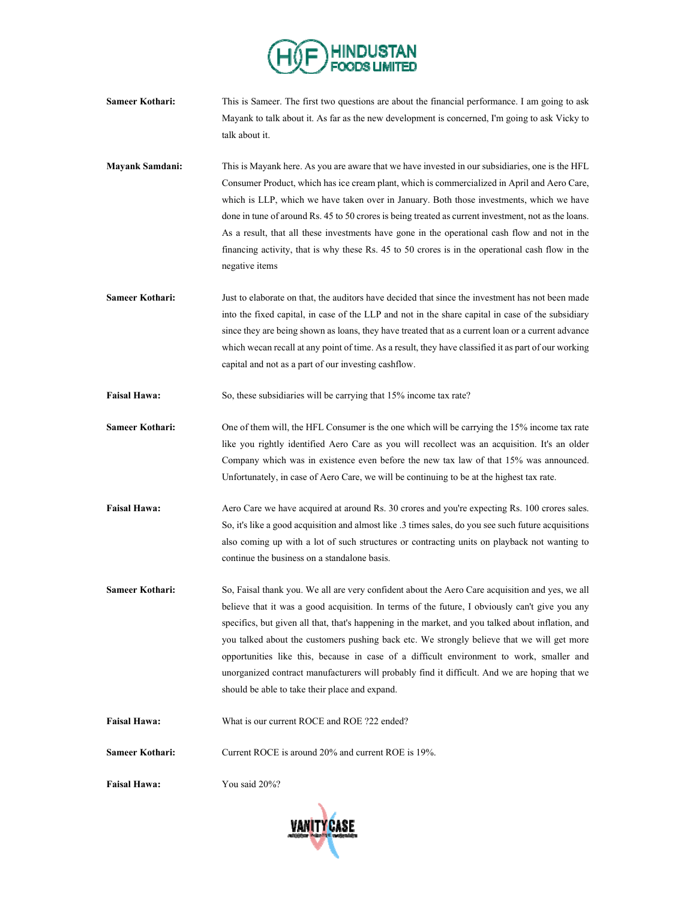**Sameer Kothari:** This is Sameer. The first two questions are about the financial performance. I am going to ask Mayank to talk about it. As far as the new development is concerned, I'm going to ask Vicky to talk about it.

**Mayank Samdani:** This is Mayank here. As you are aware that we have invested in our subsidiaries, one is the HFL Consumer Product, which has ice cream plant, which is commercialized in April and Aero Care, which is LLP, which we have taken over in January. Both those investments, which we have done in tune of around Rs. 45 to 50 crores is being treated as current investment, not as the loans. As a result, that all these investments have gone in the operational cash flow and not in the financing activity, that is why these Rs. 45 to 50 crores is in the operational cash flow in the negative items

**Sameer Kothari:** Just to elaborate on that, the auditors have decided that since the investment has not been made into the fixed capital, in case of the LLP and not in the share capital in case of the subsidiary since they are being shown as loans, they have treated that as a current loan or a current advance which wecan recall at any point of time. As a result, they have classified it as part of our working capital and not as a part of our investing cashflow.

**Faisal Hawa:** So, these subsidiaries will be carrying that 15% income tax rate?

**Sameer Kothari:** One of them will, the HFL Consumer is the one which will be carrying the 15% income tax rate like you rightly identified Aero Care as you will recollect was an acquisition. It's an older Company which was in existence even before the new tax law of that 15% was announced. Unfortunately, in case of Aero Care, we will be continuing to be at the highest tax rate.

**Faisal Hawa:** Aero Care we have acquired at around Rs. 30 crores and you're expecting Rs. 100 crores sales. So, it's like a good acquisition and almost like .3 times sales, do you see such future acquisitions also coming up with a lot of such structures or contracting units on playback not wanting to continue the business on a standalone basis.

**Sameer Kothari:** So, Faisal thank you. We all are very confident about the Aero Care acquisition and yes, we all believe that it was a good acquisition. In terms of the future, I obviously can't give you any specifics, but given all that, that's happening in the market, and you talked about inflation, and you talked about the customers pushing back etc. We strongly believe that we will get more opportunities like this, because in case of a difficult environment to work, smaller and unorganized contract manufacturers will probably find it difficult. And we are hoping that we should be able to take their place and expand.

**Faisal Hawa:** What is our current ROCE and ROE ?22 ended?

**Sameer Kothari:** Current ROCE is around 20% and current ROE is 19%.

**Faisal Hawa:** You said 20%?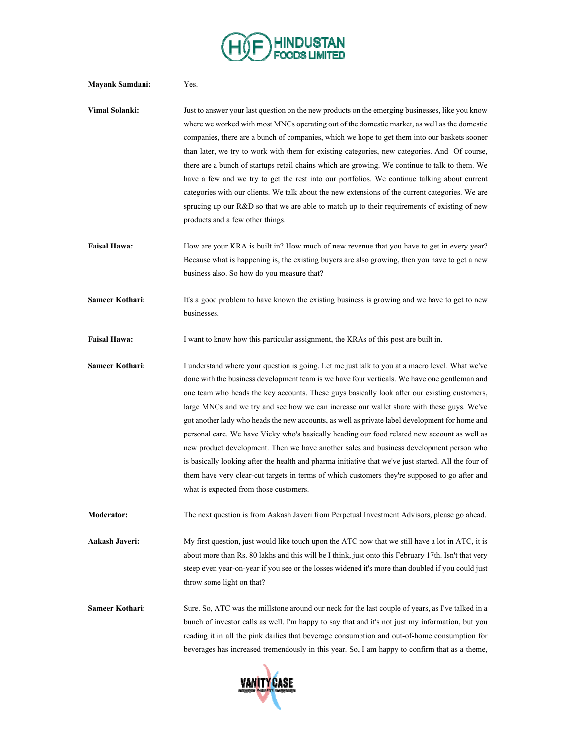**Mayank Samdani:** Yes.

**Vimal Solanki:** Just to answer your last question on the new products on the emerging businesses, like you know where we worked with most MNCs operating out of the domestic market, as well as the domestic companies, there are a bunch of companies, which we hope to get them into our baskets sooner than later, we try to work with them for existing categories, new categories. And Of course, there are a bunch of startups retail chains which are growing. We continue to talk to them. We have a few and we try to get the rest into our portfolios. We continue talking about current categories with our clients. We talk about the new extensions of the current categories. We are sprucing up our R&D so that we are able to match up to their requirements of existing of new products and a few other things.

**Faisal Hawa:** How are your KRA is built in? How much of new revenue that you have to get in every year? Because what is happening is, the existing buyers are also growing, then you have to get a new business also. So how do you measure that?

**Sameer Kothari:** It's a good problem to have known the existing business is growing and we have to get to new businesses.

**Faisal Hawa:** I want to know how this particular assignment, the KRAs of this post are built in.

**Sameer Kothari:** I understand where your question is going. Let me just talk to you at a macro level. What we've done with the business development team is we have four verticals. We have one gentleman and one team who heads the key accounts. These guys basically look after our existing customers, large MNCs and we try and see how we can increase our wallet share with these guys. We've got another lady who heads the new accounts, as well as private label development for home and personal care. We have Vicky who's basically heading our food related new account as well as new product development. Then we have another sales and business development person who is basically looking after the health and pharma initiative that we've just started. All the four of them have very clear-cut targets in terms of which customers they're supposed to go after and what is expected from those customers.

**Moderator:** The next question is from Aakash Javeri from Perpetual Investment Advisors, please go ahead.

**Aakash Javeri:** My first question, just would like touch upon the ATC now that we still have a lot in ATC, it is about more than Rs. 80 lakhs and this will be I think, just onto this February 17th. Isn't that very steep even year-on-year if you see or the losses widened it's more than doubled if you could just throw some light on that?

**Sameer Kothari:** Sure. So, ATC was the millstone around our neck for the last couple of years, as I've talked in a bunch of investor calls as well. I'm happy to say that and it's not just my information, but you reading it in all the pink dailies that beverage consumption and out-of-home consumption for beverages has increased tremendously in this year. So, I am happy to confirm that as a theme,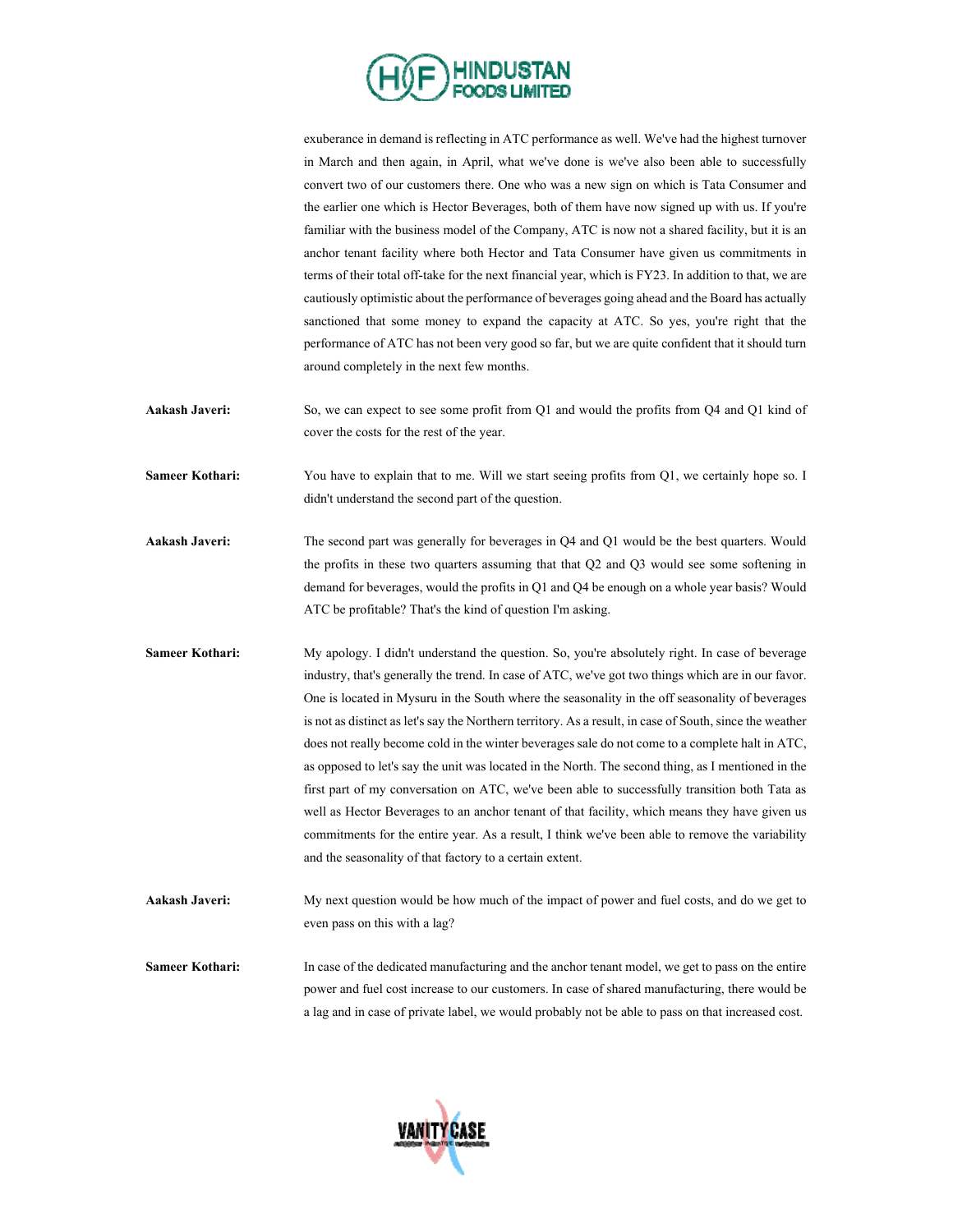exuberance in demand is reflecting in ATC performance as well. We've had the highest turnover in March and then again, in April, what we've done is we've also been able to successfully convert two of our customers there. One who was a new sign on which is Tata Consumer and the earlier one which is Hector Beverages, both of them have now signed up with us. If you're familiar with the business model of the Company, ATC is now not a shared facility, but it is an anchor tenant facility where both Hector and Tata Consumer have given us commitments in terms of their total off-take for the next financial year, which is FY23. In addition to that, we are cautiously optimistic about the performance of beverages going ahead and the Board has actually sanctioned that some money to expand the capacity at ATC. So yes, you're right that the performance of ATC has not been very good so far, but we are quite confident that it should turn around completely in the next few months.

**Aakash Javeri:** So, we can expect to see some profit from Q1 and would the profits from Q4 and Q1 kind of cover the costs for the rest of the year.

**Sameer Kothari:** You have to explain that to me. Will we start seeing profits from Q1, we certainly hope so. I didn't understand the second part of the question.

**Aakash Javeri:** The second part was generally for beverages in Q4 and Q1 would be the best quarters. Would the profits in these two quarters assuming that that Q2 and Q3 would see some softening in demand for beverages, would the profits in Q1 and Q4 be enough on a whole year basis? Would ATC be profitable? That's the kind of question I'm asking.

**Sameer Kothari:** My apology. I didn't understand the question. So, you're absolutely right. In case of beverage industry, that's generally the trend. In case of ATC, we've got two things which are in our favor. One is located in Mysuru in the South where the seasonality in the off seasonality of beverages is not as distinct as let's say the Northern territory. As a result, in case of South, since the weather does not really become cold in the winter beverages sale do not come to a complete halt in ATC, as opposed to let's say the unit was located in the North. The second thing, as I mentioned in the first part of my conversation on ATC, we've been able to successfully transition both Tata as well as Hector Beverages to an anchor tenant of that facility, which means they have given us commitments for the entire year. As a result, I think we've been able to remove the variability and the seasonality of that factory to a certain extent.

**Aakash Javeri:** My next question would be how much of the impact of power and fuel costs, and do we get to even pass on this with a lag?

**Sameer Kothari:** In case of the dedicated manufacturing and the anchor tenant model, we get to pass on the entire power and fuel cost increase to our customers. In case of shared manufacturing, there would be a lag and in case of private label, we would probably not be able to pass on that increased cost.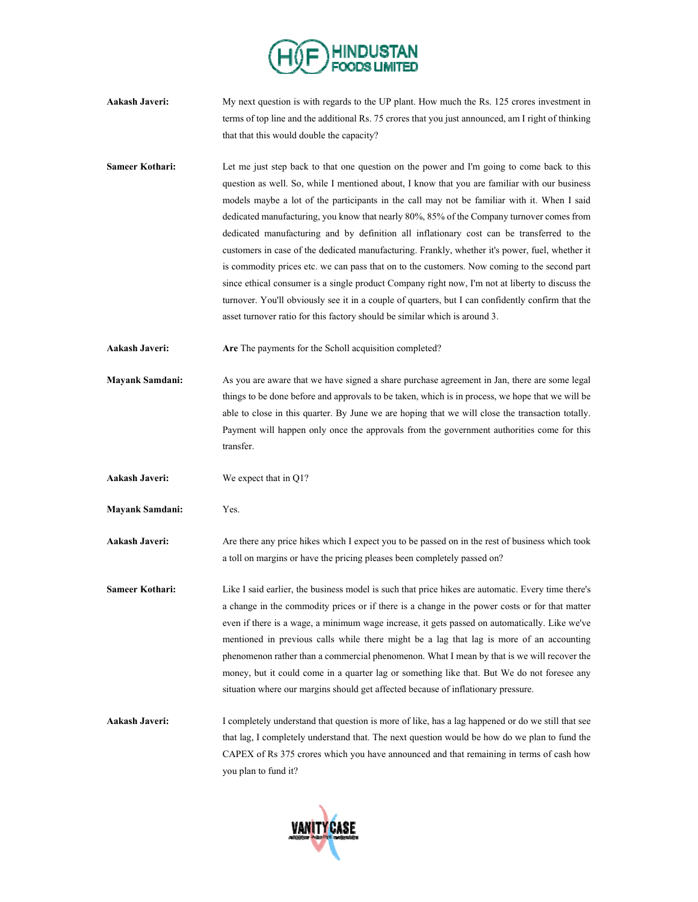**Aakash Javeri:** My next question is with regards to the UP plant. How much the Rs. 125 crores investment in terms of top line and the additional Rs. 75 crores that you just announced, am I right of thinking that that this would double the capacity?

**Sameer Kothari:** Let me just step back to that one question on the power and I'm going to come back to this question as well. So, while I mentioned about, I know that you are familiar with our business models maybe a lot of the participants in the call may not be familiar with it. When I said dedicated manufacturing, you know that nearly 80%, 85% of the Company turnover comes from dedicated manufacturing and by definition all inflationary cost can be transferred to the customers in case of the dedicated manufacturing. Frankly, whether it's power, fuel, whether it is commodity prices etc. we can pass that on to the customers. Now coming to the second part since ethical consumer is a single product Company right now, I'm not at liberty to discuss the turnover. You'll obviously see it in a couple of quarters, but I can confidently confirm that the asset turnover ratio for this factory should be similar which is around 3.

**Aakash Javeri:** **Are** The payments for the Scholl acquisition completed?

**Mayank Samdani:** As you are aware that we have signed a share purchase agreement in Jan, there are some legal things to be done before and approvals to be taken, which is in process, we hope that we will be able to close in this quarter. By June we are hoping that we will close the transaction totally. Payment will happen only once the approvals from the government authorities come for this transfer.

**Aakash Javeri:** We expect that in Q1?

**Mayank Samdani:** Yes.

**Aakash Javeri:** Are there any price hikes which I expect you to be passed on in the rest of business which took a toll on margins or have the pricing pleases been completely passed on?

**Sameer Kothari:** Like I said earlier, the business model is such that price hikes are automatic. Every time there's a change in the commodity prices or if there is a change in the power costs or for that matter even if there is a wage, a minimum wage increase, it gets passed on automatically. Like we've mentioned in previous calls while there might be a lag that lag is more of an accounting phenomenon rather than a commercial phenomenon. What I mean by that is we will recover the money, but it could come in a quarter lag or something like that. But We do not foresee any situation where our margins should get affected because of inflationary pressure.

**Aakash Javeri:** I completely understand that question is more of like, has a lag happened or do we still that see that lag, I completely understand that. The next question would be how do we plan to fund the CAPEX of Rs 375 crores which you have announced and that remaining in terms of cash how you plan to fund it?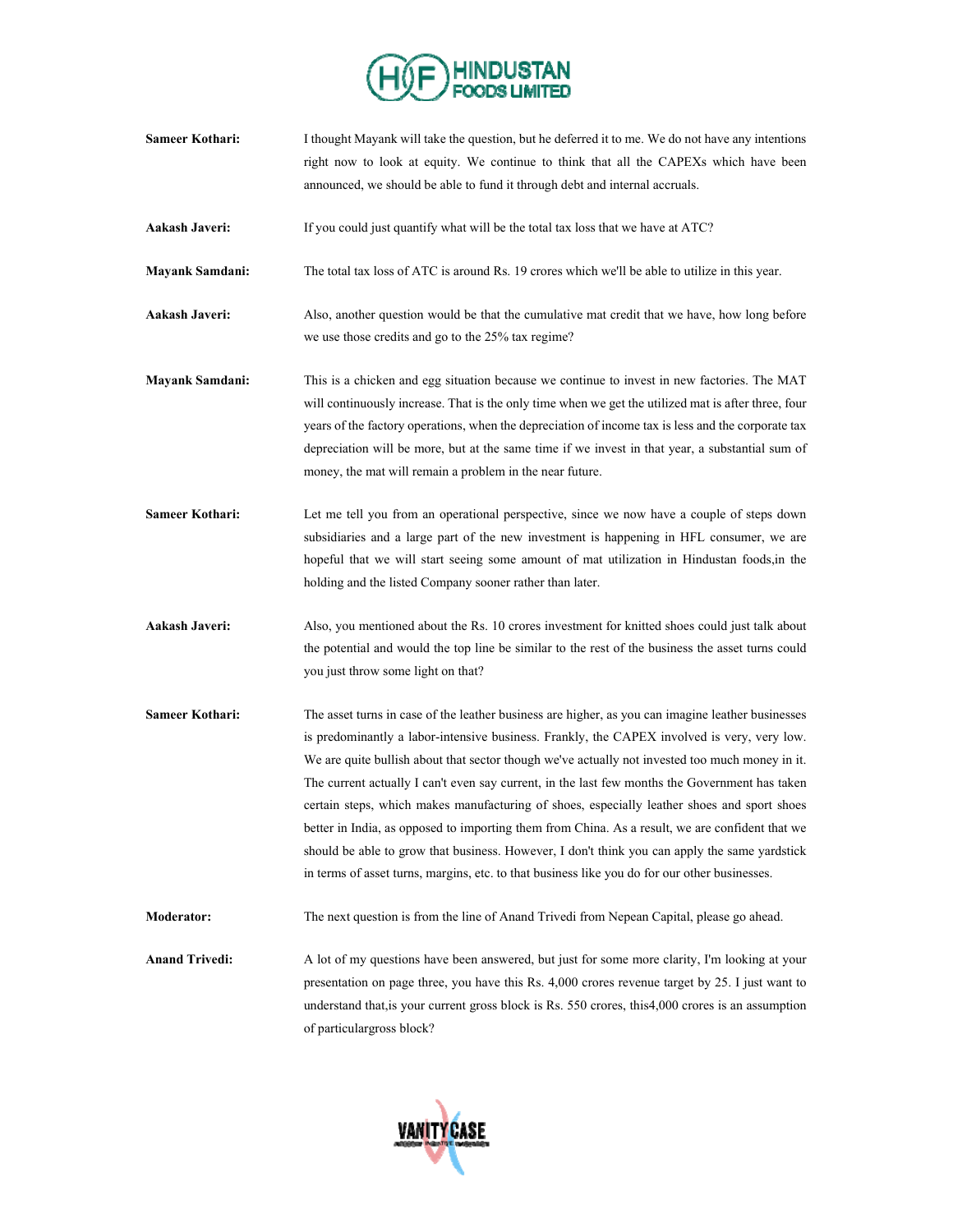**Sameer Kothari:** I thought Mayank will take the question, but he deferred it to me. We do not have any intentions right now to look at equity. We continue to think that all the CAPEXs which have been announced, we should be able to fund it through debt and internal accruals.

**Aakash Javeri:** If you could just quantify what will be the total tax loss that we have at ATC?

**Mayank Samdani:** The total tax loss of ATC is around Rs. 19 crores which we'll be able to utilize in this year.

**Aakash Javeri:** Also, another question would be that the cumulative mat credit that we have, how long before we use those credits and go to the 25% tax regime?

**Mayank Samdani:** This is a chicken and egg situation because we continue to invest in new factories. The MAT will continuously increase. That is the only time when we get the utilized mat is after three, four years of the factory operations, when the depreciation of income tax is less and the corporate tax depreciation will be more, but at the same time if we invest in that year, a substantial sum of money, the mat will remain a problem in the near future.

**Sameer Kothari:** Let me tell you from an operational perspective, since we now have a couple of steps down subsidiaries and a large part of the new investment is happening in HFL consumer, we are hopeful that we will start seeing some amount of mat utilization in Hindustan foods,in the holding and the listed Company sooner rather than later.

**Aakash Javeri:** Also, you mentioned about the Rs. 10 crores investment for knitted shoes could just talk about the potential and would the top line be similar to the rest of the business the asset turns could you just throw some light on that?

**Sameer Kothari:** The asset turns in case of the leather business are higher, as you can imagine leather businesses is predominantly a labor-intensive business. Frankly, the CAPEX involved is very, very low. We are quite bullish about that sector though we've actually not invested too much money in it. The current actually I can't even say current, in the last few months the Government has taken certain steps, which makes manufacturing of shoes, especially leather shoes and sport shoes better in India, as opposed to importing them from China. As a result, we are confident that we should be able to grow that business. However, I don't think you can apply the same yardstick in terms of asset turns, margins, etc. to that business like you do for our other businesses.

**Moderator:** The next question is from the line of Anand Trivedi from Nepean Capital, please go ahead.

**Anand Trivedi:** A lot of my questions have been answered, but just for some more clarity, I'm looking at your presentation on page three, you have this Rs. 4,000 crores revenue target by 25. I just want to understand that,is your current gross block is Rs. 550 crores, this4,000 crores is an assumption of particulargross block?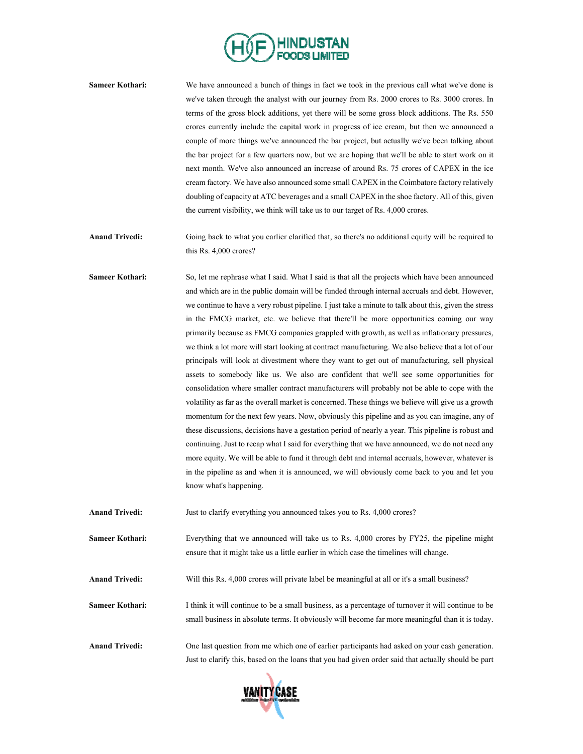**Sameer Kothari:** We have announced a bunch of things in fact we took in the previous call what we've done is we've taken through the analyst with our journey from Rs. 2000 crores to Rs. 3000 crores. In terms of the gross block additions, yet there will be some gross block additions. The Rs. 550 crores currently include the capital work in progress of ice cream, but then we announced a couple of more things we've announced the bar project, but actually we've been talking about the bar project for a few quarters now, but we are hoping that we'll be able to start work on it next month. We've also announced an increase of around Rs. 75 crores of CAPEX in the ice cream factory. We have also announced some small CAPEX in the Coimbatore factory relatively doubling of capacity at ATC beverages and a small CAPEX in the shoe factory. All of this, given the current visibility, we think will take us to our target of Rs. 4,000 crores.

**Anand Trivedi:** Going back to what you earlier clarified that, so there's no additional equity will be required to this Rs. 4,000 crores?

**Sameer Kothari:** So, let me rephrase what I said. What I said is that all the projects which have been announced and which are in the public domain will be funded through internal accruals and debt. However, we continue to have a very robust pipeline. I just take a minute to talk about this, given the stress in the FMCG market, etc. we believe that there'll be more opportunities coming our way primarily because as FMCG companies grappled with growth, as well as inflationary pressures, we think a lot more will start looking at contract manufacturing. We also believe that a lot of our principals will look at divestment where they want to get out of manufacturing, sell physical assets to somebody like us. We also are confident that we'll see some opportunities for consolidation where smaller contract manufacturers will probably not be able to cope with the volatility as far as the overall market is concerned. These things we believe will give us a growth momentum for the next few years. Now, obviously this pipeline and as you can imagine, any of these discussions, decisions have a gestation period of nearly a year. This pipeline is robust and continuing. Just to recap what I said for everything that we have announced, we do not need any more equity. We will be able to fund it through debt and internal accruals, however, whatever is in the pipeline as and when it is announced, we will obviously come back to you and let you know what's happening.

**Anand Trivedi:** Just to clarify everything you announced takes you to Rs. 4,000 crores?

**Sameer Kothari:** Everything that we announced will take us to Rs. 4,000 crores by FY25, the pipeline might ensure that it might take us a little earlier in which case the timelines will change.

**Anand Trivedi:** Will this Rs. 4,000 crores will private label be meaningful at all or it's a small business?

**Sameer Kothari:** I think it will continue to be a small business, as a percentage of turnover it will continue to be small business in absolute terms. It obviously will become far more meaningful than it is today.

**Anand Trivedi:** One last question from me which one of earlier participants had asked on your cash generation. Just to clarify this, based on the loans that you had given order said that actually should be part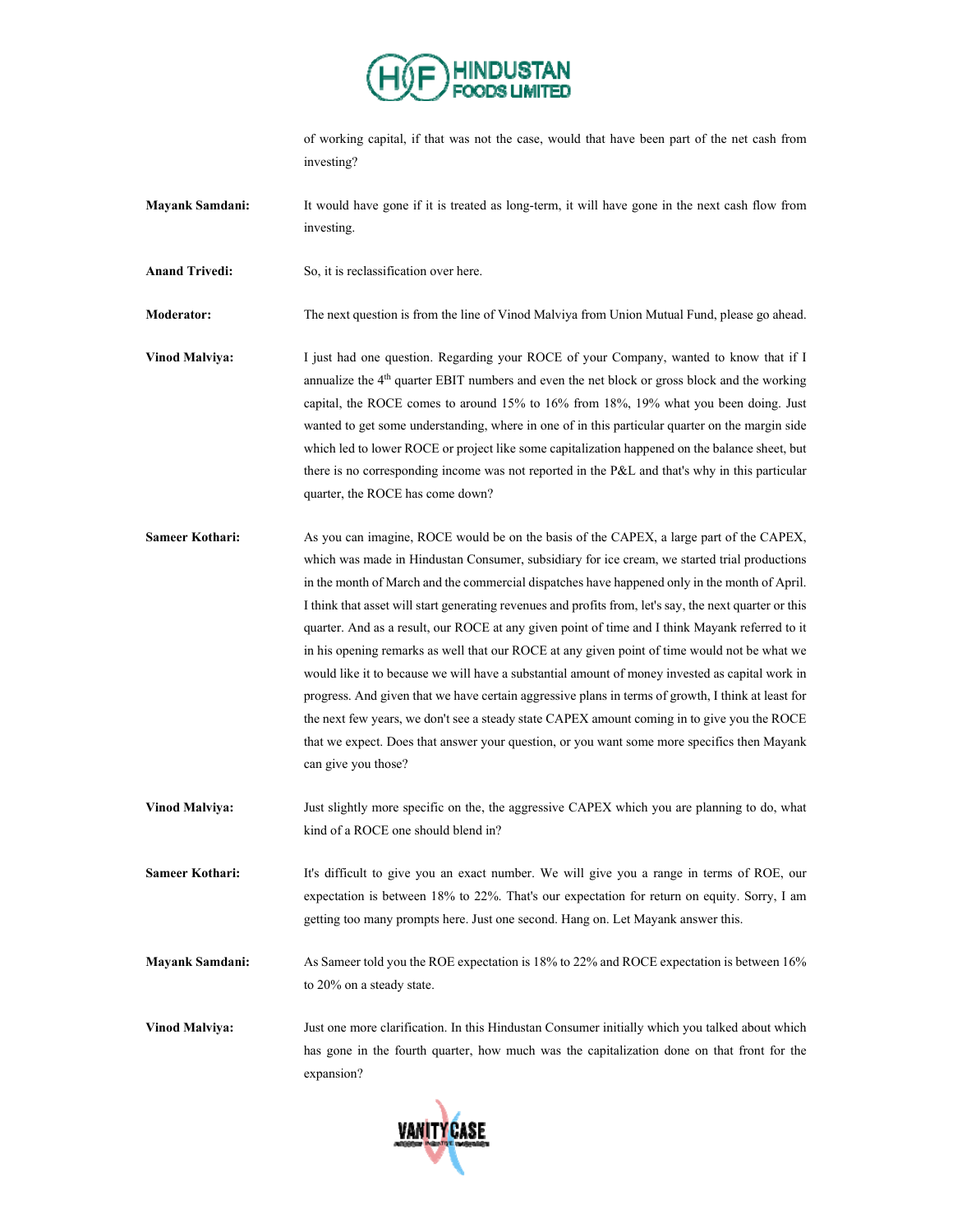of working capital, if that was not the case, would that have been part of the net cash from investing?

**Mayank Samdani:** It would have gone if it is treated as long-term, it will have gone in the next cash flow from investing.

**Anand Trivedi:** So, it is reclassification over here.

**Moderator:** The next question is from the line of Vinod Malviya from Union Mutual Fund, please go ahead.

**Vinod Malviya:** I just had one question. Regarding your ROCE of your Company, wanted to know that if I annualize the 4th quarter EBIT numbers and even the net block or gross block and the working capital, the ROCE comes to around 15% to 16% from 18%, 19% what you been doing. Just wanted to get some understanding, where in one of in this particular quarter on the margin side which led to lower ROCE or project like some capitalization happened on the balance sheet, but there is no corresponding income was not reported in the P&L and that's why in this particular quarter, the ROCE has come down?

**Sameer Kothari:** As you can imagine, ROCE would be on the basis of the CAPEX, a large part of the CAPEX, which was made in Hindustan Consumer, subsidiary for ice cream, we started trial productions in the month of March and the commercial dispatches have happened only in the month of April. I think that asset will start generating revenues and profits from, let's say, the next quarter or this quarter. And as a result, our ROCE at any given point of time and I think Mayank referred to it in his opening remarks as well that our ROCE at any given point of time would not be what we would like it to because we will have a substantial amount of money invested as capital work in progress. And given that we have certain aggressive plans in terms of growth, I think at least for the next few years, we don't see a steady state CAPEX amount coming in to give you the ROCE that we expect. Does that answer your question, or you want some more specifics then Mayank can give you those?

**Vinod Malviya:** Just slightly more specific on the, the aggressive CAPEX which you are planning to do, what kind of a ROCE one should blend in?

**Sameer Kothari:** It's difficult to give you an exact number. We will give you a range in terms of ROE, our expectation is between 18% to 22%. That's our expectation for return on equity. Sorry, I am getting too many prompts here. Just one second. Hang on. Let Mayank answer this.

**Mayank Samdani:** As Sameer told you the ROE expectation is 18% to 22% and ROCE expectation is between 16% to 20% on a steady state.

**Vinod Malviya:** Just one more clarification. In this Hindustan Consumer initially which you talked about which has gone in the fourth quarter, how much was the capitalization done on that front for the expansion?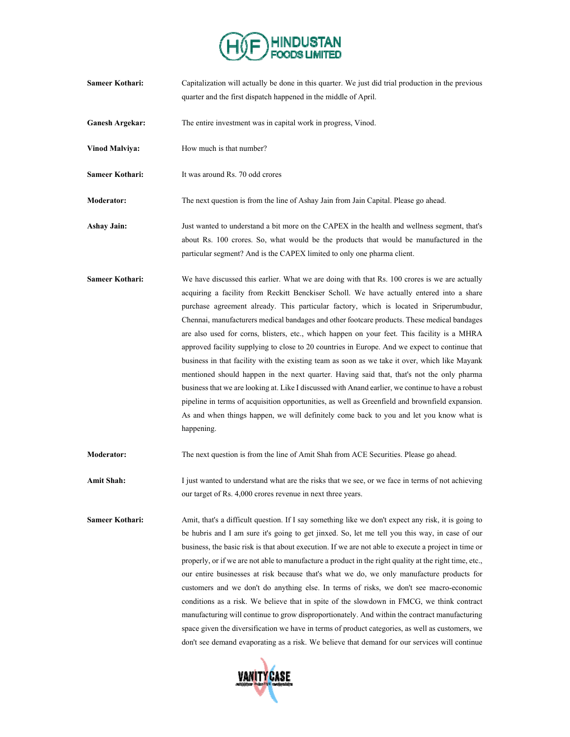**Sameer Kothari:** Capitalization will actually be done in this quarter. We just did trial production in the previous quarter and the first dispatch happened in the middle of April.

**Ganesh Argekar:** The entire investment was in capital work in progress, Vinod.

**Vinod Malviya:** How much is that number?

**Sameer Kothari:** It was around Rs. 70 odd crores

**Moderator:** The next question is from the line of Ashay Jain from Jain Capital. Please go ahead.

**Ashay Jain:** Just wanted to understand a bit more on the CAPEX in the health and wellness segment, that's about Rs. 100 crores. So, what would be the products that would be manufactured in the particular segment? And is the CAPEX limited to only one pharma client.

**Sameer Kothari:** We have discussed this earlier. What we are doing with that Rs. 100 crores is we are actually acquiring a facility from Reckitt Benckiser Scholl. We have actually entered into a share purchase agreement already. This particular factory, which is located in Sriperumbudur, Chennai, manufacturers medical bandages and other footcare products. These medical bandages are also used for corns, blisters, etc., which happen on your feet. This facility is a MHRA approved facility supplying to close to 20 countries in Europe. And we expect to continue that business in that facility with the existing team as soon as we take it over, which like Mayank mentioned should happen in the next quarter. Having said that, that's not the only pharma business that we are looking at. Like I discussed with Anand earlier, we continue to have a robust pipeline in terms of acquisition opportunities, as well as Greenfield and brownfield expansion. As and when things happen, we will definitely come back to you and let you know what is happening.

**Moderator:** The next question is from the line of Amit Shah from ACE Securities. Please go ahead.

**Amit Shah:** I just wanted to understand what are the risks that we see, or we face in terms of not achieving our target of Rs. 4,000 crores revenue in next three years.

**Sameer Kothari:** Amit, that's a difficult question. If I say something like we don't expect any risk, it is going to be hubris and I am sure it's going to get jinxed. So, let me tell you this way, in case of our business, the basic risk is that about execution. If we are not able to execute a project in time or properly, or if we are not able to manufacture a product in the right quality at the right time, etc., our entire businesses at risk because that's what we do, we only manufacture products for customers and we don't do anything else. In terms of risks, we don't see macro-economic conditions as a risk. We believe that in spite of the slowdown in FMCG, we think contract manufacturing will continue to grow disproportionately. And within the contract manufacturing space given the diversification we have in terms of product categories, as well as customers, we don't see demand evaporating as a risk. We believe that demand for our services will continue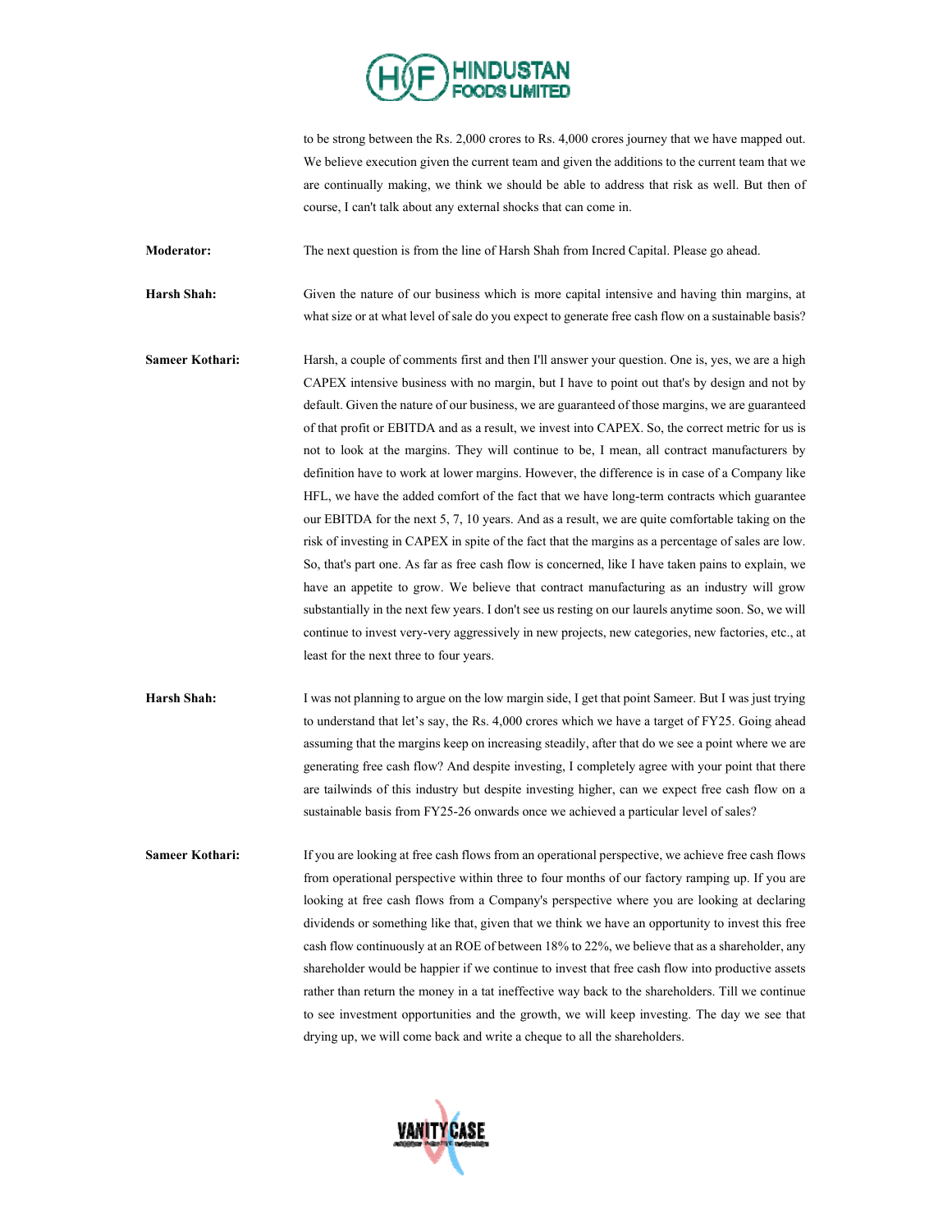to be strong between the Rs. 2,000 crores to Rs. 4,000 crores journey that we have mapped out. We believe execution given the current team and given the additions to the current team that we are continually making, we think we should be able to address that risk as well. But then of course, I can't talk about any external shocks that can come in.

**Moderator:** The next question is from the line of Harsh Shah from Incred Capital. Please go ahead.

**Harsh Shah:** Given the nature of our business which is more capital intensive and having thin margins, at what size or at what level of sale do you expect to generate free cash flow on a sustainable basis?

**Sameer Kothari:** Harsh, a couple of comments first and then I'll answer your question. One is, yes, we are a high CAPEX intensive business with no margin, but I have to point out that's by design and not by default. Given the nature of our business, we are guaranteed of those margins, we are guaranteed of that profit or EBITDA and as a result, we invest into CAPEX. So, the correct metric for us is not to look at the margins. They will continue to be, I mean, all contract manufacturers by definition have to work at lower margins. However, the difference is in case of a Company like HFL, we have the added comfort of the fact that we have long-term contracts which guarantee our EBITDA for the next 5, 7, 10 years. And as a result, we are quite comfortable taking on the risk of investing in CAPEX in spite of the fact that the margins as a percentage of sales are low. So, that's part one. As far as free cash flow is concerned, like I have taken pains to explain, we have an appetite to grow. We believe that contract manufacturing as an industry will grow substantially in the next few years. I don't see us resting on our laurels anytime soon. So, we will continue to invest very-very aggressively in new projects, new categories, new factories, etc., at least for the next three to four years.

**Harsh Shah:** I was not planning to argue on the low margin side, I get that point Sameer. But I was just trying to understand that let's say, the Rs. 4,000 crores which we have a target of FY25. Going ahead assuming that the margins keep on increasing steadily, after that do we see a point where we are generating free cash flow? And despite investing, I completely agree with your point that there are tailwinds of this industry but despite investing higher, can we expect free cash flow on a sustainable basis from FY25-26 onwards once we achieved a particular level of sales?

**Sameer Kothari:** If you are looking at free cash flows from an operational perspective, we achieve free cash flows from operational perspective within three to four months of our factory ramping up. If you are looking at free cash flows from a Company's perspective where you are looking at declaring dividends or something like that, given that we think we have an opportunity to invest this free cash flow continuously at an ROE of between 18% to 22%, we believe that as a shareholder, any shareholder would be happier if we continue to invest that free cash flow into productive assets rather than return the money in a tat ineffective way back to the shareholders. Till we continue to see investment opportunities and the growth, we will keep investing. The day we see that drying up, we will come back and write a cheque to all the shareholders.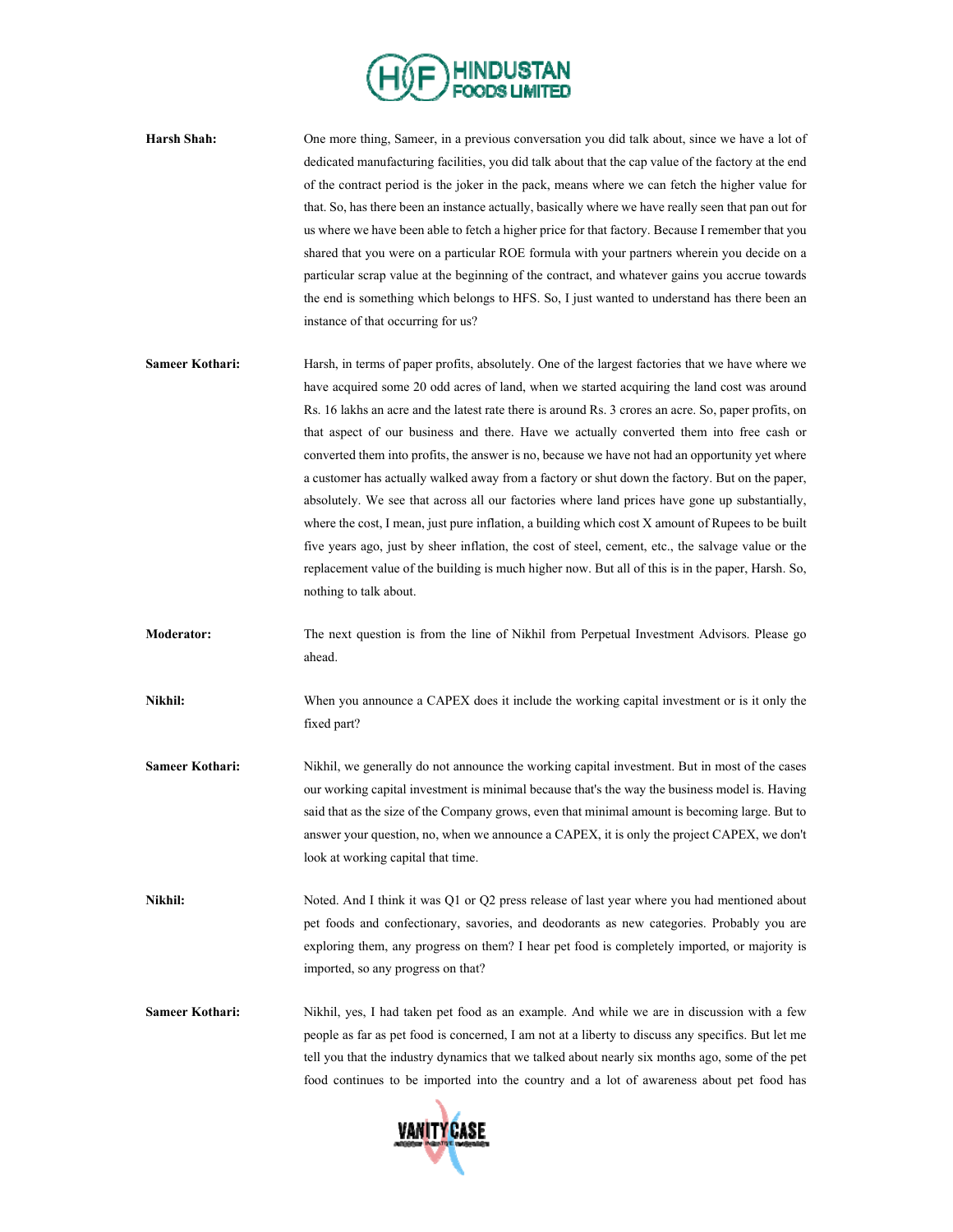**Harsh Shah:** One more thing, Sameer, in a previous conversation you did talk about, since we have a lot of dedicated manufacturing facilities, you did talk about that the cap value of the factory at the end of the contract period is the joker in the pack, means where we can fetch the higher value for that. So, has there been an instance actually, basically where we have really seen that pan out for us where we have been able to fetch a higher price for that factory. Because I remember that you shared that you were on a particular ROE formula with your partners wherein you decide on a particular scrap value at the beginning of the contract, and whatever gains you accrue towards the end is something which belongs to HFS. So, I just wanted to understand has there been an instance of that occurring for us?

**Sameer Kothari:** Harsh, in terms of paper profits, absolutely. One of the largest factories that we have where we have acquired some 20 odd acres of land, when we started acquiring the land cost was around Rs. 16 lakhs an acre and the latest rate there is around Rs. 3 crores an acre. So, paper profits, on that aspect of our business and there. Have we actually converted them into free cash or converted them into profits, the answer is no, because we have not had an opportunity yet where a customer has actually walked away from a factory or shut down the factory. But on the paper, absolutely. We see that across all our factories where land prices have gone up substantially, where the cost, I mean, just pure inflation, a building which cost X amount of Rupees to be built five years ago, just by sheer inflation, the cost of steel, cement, etc., the salvage value or the replacement value of the building is much higher now. But all of this is in the paper, Harsh. So, nothing to talk about.

**Moderator:** The next question is from the line of Nikhil from Perpetual Investment Advisors. Please go ahead.

**Nikhil:** When you announce a CAPEX does it include the working capital investment or is it only the fixed part?

**Sameer Kothari:** Nikhil, we generally do not announce the working capital investment. But in most of the cases our working capital investment is minimal because that's the way the business model is. Having said that as the size of the Company grows, even that minimal amount is becoming large. But to answer your question, no, when we announce a CAPEX, it is only the project CAPEX, we don't look at working capital that time.

**Nikhil:** Noted. And I think it was Q1 or Q2 press release of last year where you had mentioned about pet foods and confectionary, savories, and deodorants as new categories. Probably you are exploring them, any progress on them? I hear pet food is completely imported, or majority is imported, so any progress on that?

**Sameer Kothari:** Nikhil, yes, I had taken pet food as an example. And while we are in discussion with a few people as far as pet food is concerned, I am not at a liberty to discuss any specifics. But let me tell you that the industry dynamics that we talked about nearly six months ago, some of the pet food continues to be imported into the country and a lot of awareness about pet food has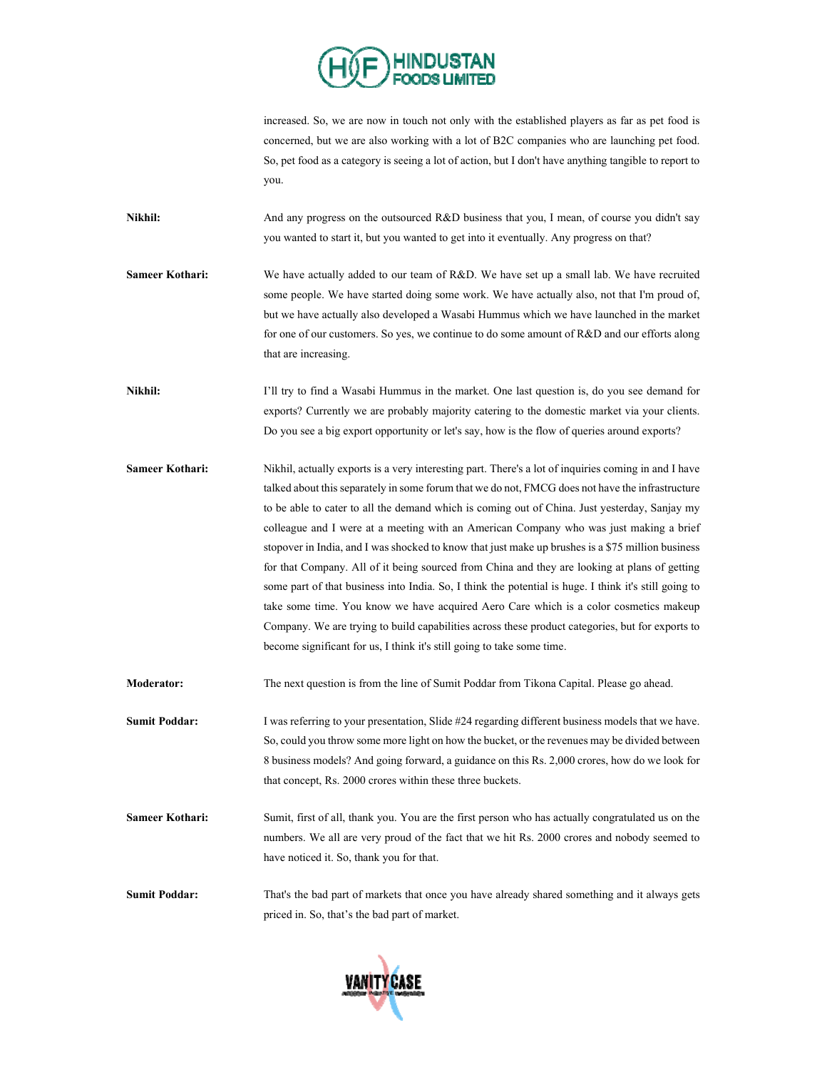increased. So, we are now in touch not only with the established players as far as pet food is concerned, but we are also working with a lot of B2C companies who are launching pet food. So, pet food as a category is seeing a lot of action, but I don't have anything tangible to report to you.

**Nikhil:** And any progress on the outsourced R&D business that you, I mean, of course you didn't say you wanted to start it, but you wanted to get into it eventually. Any progress on that?

**Sameer Kothari:** We have actually added to our team of R&D. We have set up a small lab. We have recruited some people. We have started doing some work. We have actually also, not that I'm proud of, but we have actually also developed a Wasabi Hummus which we have launched in the market for one of our customers. So yes, we continue to do some amount of R&D and our efforts along that are increasing.

**Nikhil:** I'll try to find a Wasabi Hummus in the market. One last question is, do you see demand for exports? Currently we are probably majority catering to the domestic market via your clients. Do you see a big export opportunity or let's say, how is the flow of queries around exports?

**Sameer Kothari:** Nikhil, actually exports is a very interesting part. There's a lot of inquiries coming in and I have talked about this separately in some forum that we do not, FMCG does not have the infrastructure to be able to cater to all the demand which is coming out of China. Just yesterday, Sanjay my colleague and I were at a meeting with an American Company who was just making a brief stopover in India, and I was shocked to know that just make up brushes is a $75 million business for that Company. All of it being sourced from China and they are looking at plans of getting some part of that business into India. So, I think the potential is huge. I think it's still going to take some time. You know we have acquired Aero Care which is a color cosmetics makeup Company. We are trying to build capabilities across these product categories, but for exports to become significant for us, I think it's still going to take some time.

**Moderator:** The next question is from the line of Sumit Poddar from Tikona Capital. Please go ahead.

**Sumit Poddar:** I was referring to your presentation, Slide #24 regarding different business models that we have. So, could you throw some more light on how the bucket, or the revenues may be divided between 8 business models? And going forward, a guidance on this Rs. 2,000 crores, how do we look for that concept, Rs. 2000 crores within these three buckets.

**Sameer Kothari:** Sumit, first of all, thank you. You are the first person who has actually congratulated us on the numbers. We all are very proud of the fact that we hit Rs. 2000 crores and nobody seemed to have noticed it. So, thank you for that.

**Sumit Poddar:** That's the bad part of markets that once you have already shared something and it always gets priced in. So, that's the bad part of market.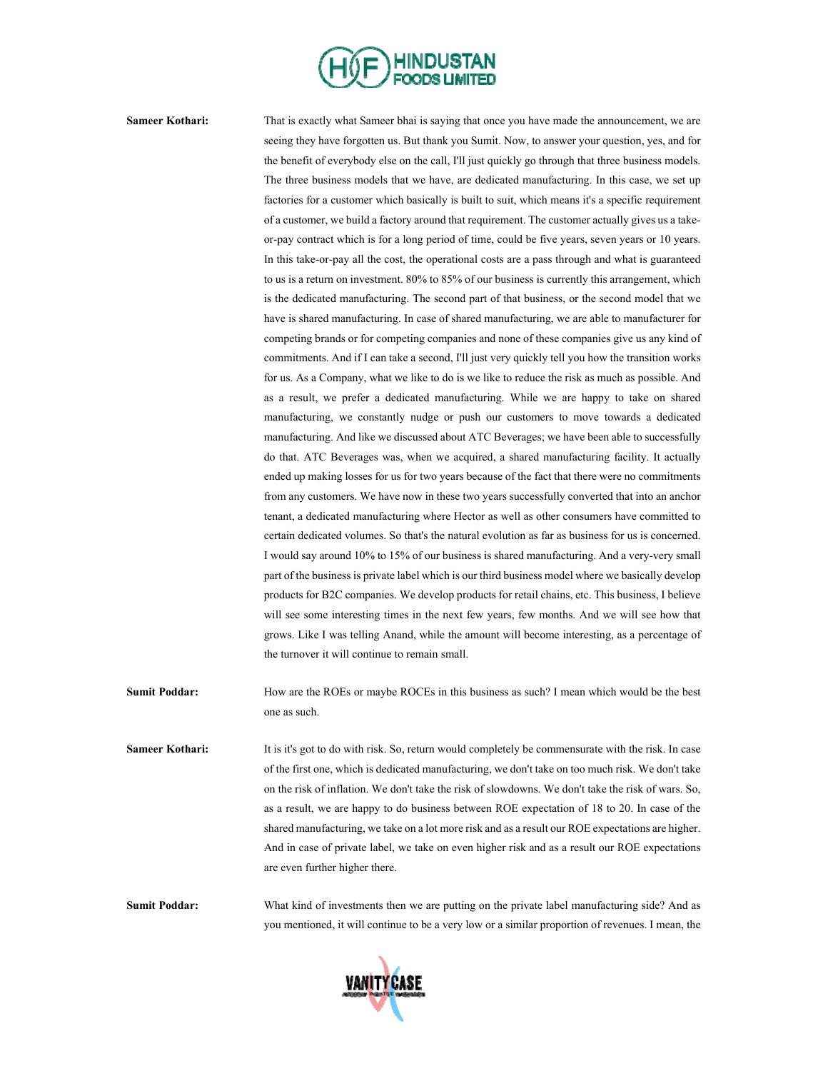**Sameer Kothari:** That is exactly what Sameer bhai is saying that once you have made the announcement, we are seeing they have forgotten us. But thank you Sumit. Now, to answer your question, yes, and for the benefit of everybody else on the call, I'll just quickly go through that three business models. The three business models that we have, are dedicated manufacturing. In this case, we set up factories for a customer which basically is built to suit, which means it's a specific requirement of a customer, we build a factory around that requirement. The customer actually gives us a take-or-pay contract which is for a long period of time, could be five years, seven years or 10 years. In this take-or-pay all the cost, the operational costs are a pass through and what is guaranteed to us is a return on investment. 80% to 85% of our business is currently this arrangement, which is the dedicated manufacturing. The second part of that business, or the second model that we have is shared manufacturing. In case of shared manufacturing, we are able to manufacturer for competing brands or for competing companies and none of these companies give us any kind of commitments. And if I can take a second, I'll just very quickly tell you how the transition works for us. As a Company, what we like to do is we like to reduce the risk as much as possible. And as a result, we prefer a dedicated manufacturing. While we are happy to take on shared manufacturing, we constantly nudge or push our customers to move towards a dedicated manufacturing. And like we discussed about ATC Beverages; we have been able to successfully do that. ATC Beverages was, when we acquired, a shared manufacturing facility. It actually ended up making losses for us for two years because of the fact that there were no commitments from any customers. We have now in these two years successfully converted that into an anchor tenant, a dedicated manufacturing where Hector as well as other consumers have committed to certain dedicated volumes. So that's the natural evolution as far as business for us is concerned. I would say around 10% to 15% of our business is shared manufacturing. And a very-very small part of the business is private label which is our third business model where we basically develop products for B2C companies. We develop products for retail chains, etc. This business, I believe will see some interesting times in the next few years, few months. And we will see how that grows. Like I was telling Anand, while the amount will become interesting, as a percentage of the turnover it will continue to remain small.

**Sumit Poddar:** How are the ROEs or maybe ROCEs in this business as such? I mean which would be the best one as such.

**Sameer Kothari:** It is it's got to do with risk. So, return would completely be commensurate with the risk. In case of the first one, which is dedicated manufacturing, we don't take on too much risk. We don't take on the risk of inflation. We don't take the risk of slowdowns. We don't take the risk of wars. So, as a result, we are happy to do business between ROE expectation of 18 to 20. In case of the shared manufacturing, we take on a lot more risk and as a result our ROE expectations are higher. And in case of private label, we take on even higher risk and as a result our ROE expectations are even further higher there.

**Sumit Poddar:** What kind of investments then we are putting on the private label manufacturing side? And as you mentioned, it will continue to be a very low or a similar proportion of revenues. I mean, the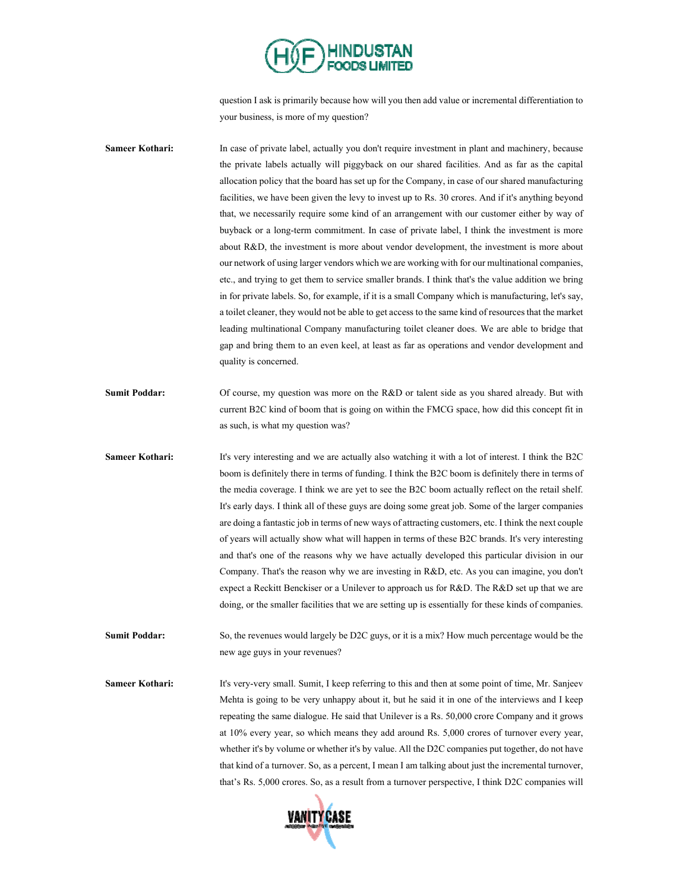question I ask is primarily because how will you then add value or incremental differentiation to your business, is more of my question?

**Sameer Kothari:** In case of private label, actually you don't require investment in plant and machinery, because the private labels actually will piggyback on our shared facilities. And as far as the capital allocation policy that the board has set up for the Company, in case of our shared manufacturing facilities, we have been given the levy to invest up to Rs. 30 crores. And if it's anything beyond that, we necessarily require some kind of an arrangement with our customer either by way of buyback or a long-term commitment. In case of private label, I think the investment is more about R&D, the investment is more about vendor development, the investment is more about our network of using larger vendors which we are working with for our multinational companies, etc., and trying to get them to service smaller brands. I think that's the value addition we bring in for private labels. So, for example, if it is a small Company which is manufacturing, let's say, a toilet cleaner, they would not be able to get access to the same kind of resources that the market leading multinational Company manufacturing toilet cleaner does. We are able to bridge that gap and bring them to an even keel, at least as far as operations and vendor development and quality is concerned.

**Sumit Poddar:** Of course, my question was more on the R&D or talent side as you shared already. But with current B2C kind of boom that is going on within the FMCG space, how did this concept fit in as such, is what my question was?

**Sameer Kothari:** It's very interesting and we are actually also watching it with a lot of interest. I think the B2C boom is definitely there in terms of funding. I think the B2C boom is definitely there in terms of the media coverage. I think we are yet to see the B2C boom actually reflect on the retail shelf. It's early days. I think all of these guys are doing some great job. Some of the larger companies are doing a fantastic job in terms of new ways of attracting customers, etc. I think the next couple of years will actually show what will happen in terms of these B2C brands. It's very interesting and that's one of the reasons why we have actually developed this particular division in our Company. That's the reason why we are investing in R&D, etc. As you can imagine, you don't expect a Reckitt Benckiser or a Unilever to approach us for R&D. The R&D set up that we are doing, or the smaller facilities that we are setting up is essentially for these kinds of companies.

**Sumit Poddar:** So, the revenues would largely be D2C guys, or it is a mix? How much percentage would be the new age guys in your revenues?

**Sameer Kothari:** It's very-very small. Sumit, I keep referring to this and then at some point of time, Mr. Sanjeev Mehta is going to be very unhappy about it, but he said it in one of the interviews and I keep repeating the same dialogue. He said that Unilever is a Rs. 50,000 crore Company and it grows at 10% every year, so which means they add around Rs. 5,000 crores of turnover every year, whether it's by volume or whether it's by value. All the D2C companies put together, do not have that kind of a turnover. So, as a percent, I mean I am talking about just the incremental turnover, that's Rs. 5,000 crores. So, as a result from a turnover perspective, I think D2C companies will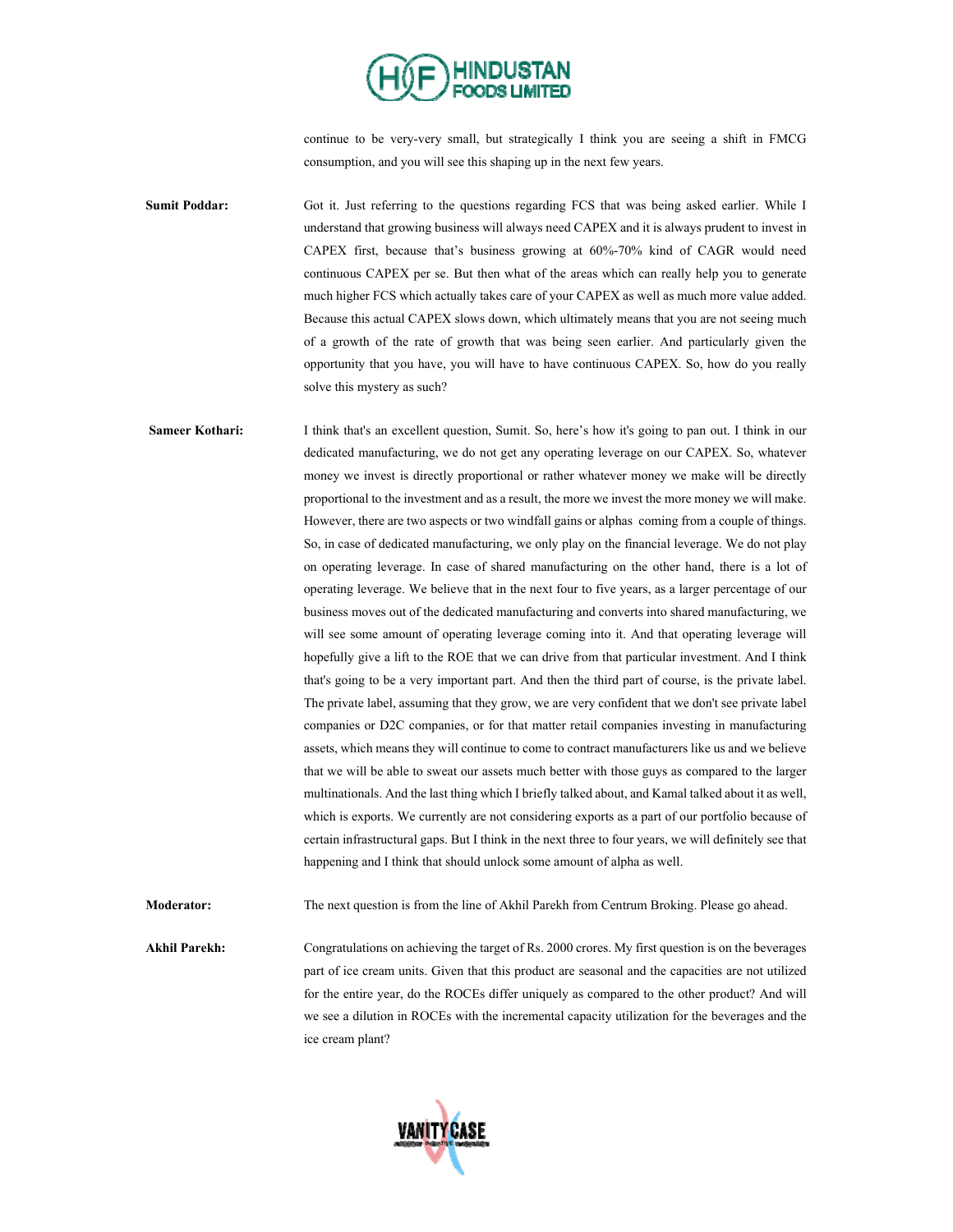continue to be very-very small, but strategically I think you are seeing a shift in FMCG consumption, and you will see this shaping up in the next few years.

**Sumit Poddar:** Got it. Just referring to the questions regarding FCS that was being asked earlier. While I understand that growing business will always need CAPEX and it is always prudent to invest in CAPEX first, because that's business growing at 60%-70% kind of CAGR would need continuous CAPEX per se. But then what of the areas which can really help you to generate much higher FCS which actually takes care of your CAPEX as well as much more value added. Because this actual CAPEX slows down, which ultimately means that you are not seeing much of a growth of the rate of growth that was being seen earlier. And particularly given the opportunity that you have, you will have to have continuous CAPEX. So, how do you really solve this mystery as such?

**Sameer Kothari:** I think that's an excellent question, Sumit. So, here's how it's going to pan out. I think in our dedicated manufacturing, we do not get any operating leverage on our CAPEX. So, whatever money we invest is directly proportional or rather whatever money we make will be directly proportional to the investment and as a result, the more we invest the more money we will make. However, there are two aspects or two windfall gains or alphas coming from a couple of things. So, in case of dedicated manufacturing, we only play on the financial leverage. We do not play on operating leverage. In case of shared manufacturing on the other hand, there is a lot of operating leverage. We believe that in the next four to five years, as a larger percentage of our business moves out of the dedicated manufacturing and converts into shared manufacturing, we will see some amount of operating leverage coming into it. And that operating leverage will hopefully give a lift to the ROE that we can drive from that particular investment. And I think that's going to be a very important part. And then the third part of course, is the private label. The private label, assuming that they grow, we are very confident that we don't see private label companies or D2C companies, or for that matter retail companies investing in manufacturing assets, which means they will continue to come to contract manufacturers like us and we believe that we will be able to sweat our assets much better with those guys as compared to the larger multinationals. And the last thing which I briefly talked about, and Kamal talked about it as well, which is exports. We currently are not considering exports as a part of our portfolio because of certain infrastructural gaps. But I think in the next three to four years, we will definitely see that happening and I think that should unlock some amount of alpha as well.

**Moderator:** The next question is from the line of Akhil Parekh from Centrum Broking. Please go ahead.

**Akhil Parekh:** Congratulations on achieving the target of Rs. 2000 crores. My first question is on the beverages part of ice cream units. Given that this product are seasonal and the capacities are not utilized for the entire year, do the ROCEs differ uniquely as compared to the other product? And will we see a dilution in ROCEs with the incremental capacity utilization for the beverages and the ice cream plant?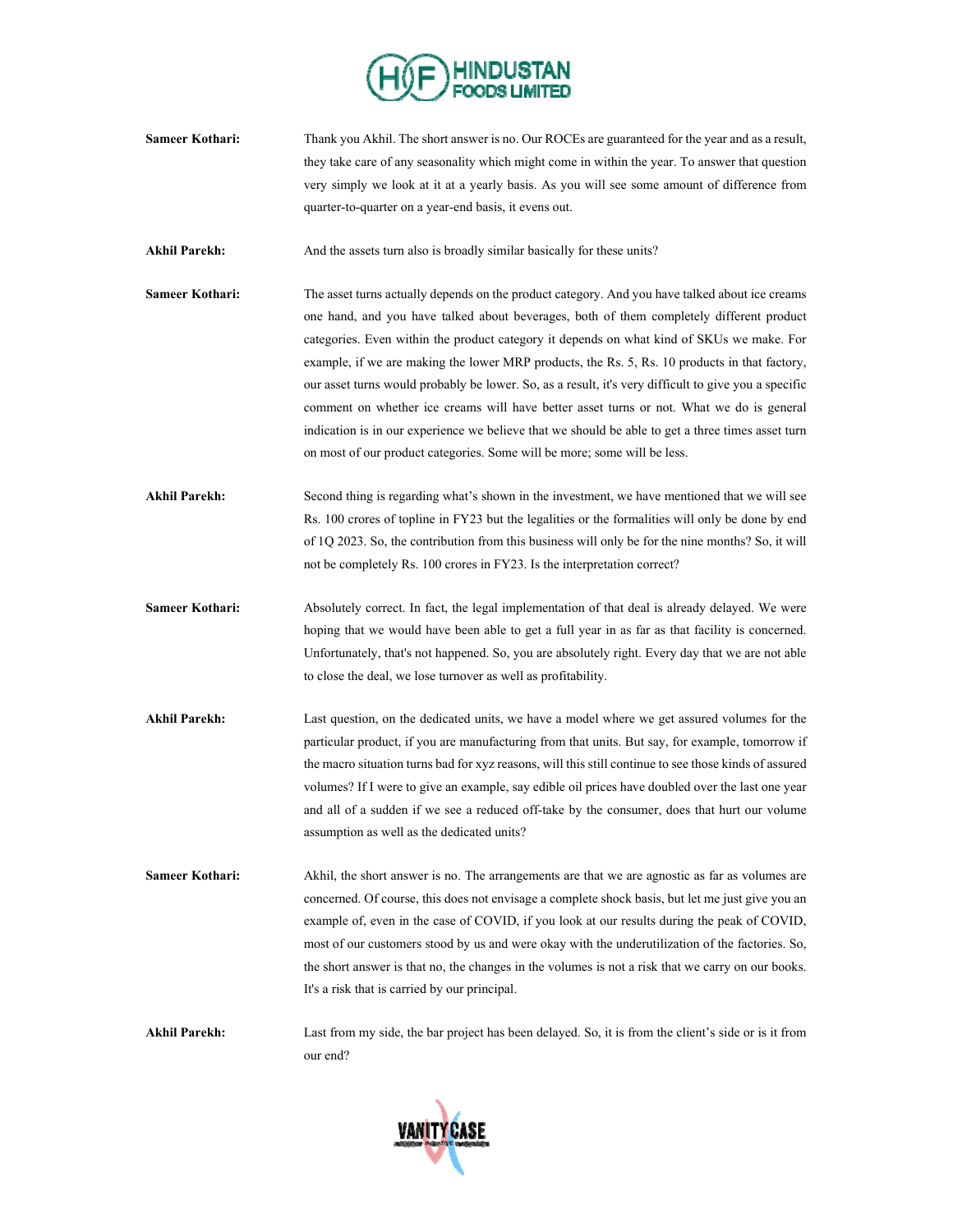**Sameer Kothari:** Thank you Akhil. The short answer is no. Our ROCEs are guaranteed for the year and as a result, they take care of any seasonality which might come in within the year. To answer that question very simply we look at it at a yearly basis. As you will see some amount of difference from quarter-to-quarter on a year-end basis, it evens out.

**Akhil Parekh:** And the assets turn also is broadly similar basically for these units?

**Sameer Kothari:** The asset turns actually depends on the product category. And you have talked about ice creams one hand, and you have talked about beverages, both of them completely different product categories. Even within the product category it depends on what kind of SKUs we make. For example, if we are making the lower MRP products, the Rs. 5, Rs. 10 products in that factory, our asset turns would probably be lower. So, as a result, it's very difficult to give you a specific comment on whether ice creams will have better asset turns or not. What we do is general indication is in our experience we believe that we should be able to get a three times asset turn on most of our product categories. Some will be more; some will be less.

**Akhil Parekh:** Second thing is regarding what's shown in the investment, we have mentioned that we will see Rs. 100 crores of topline in FY23 but the legalities or the formalities will only be done by end of 1Q 2023. So, the contribution from this business will only be for the nine months? So, it will not be completely Rs. 100 crores in FY23. Is the interpretation correct?

**Sameer Kothari:** Absolutely correct. In fact, the legal implementation of that deal is already delayed. We were hoping that we would have been able to get a full year in as far as that facility is concerned. Unfortunately, that's not happened. So, you are absolutely right. Every day that we are not able to close the deal, we lose turnover as well as profitability.

**Akhil Parekh:** Last question, on the dedicated units, we have a model where we get assured volumes for the particular product, if you are manufacturing from that units. But say, for example, tomorrow if the macro situation turns bad for xyz reasons, will this still continue to see those kinds of assured volumes? If I were to give an example, say edible oil prices have doubled over the last one year and all of a sudden if we see a reduced off-take by the consumer, does that hurt our volume assumption as well as the dedicated units?

**Sameer Kothari:** Akhil, the short answer is no. The arrangements are that we are agnostic as far as volumes are concerned. Of course, this does not envisage a complete shock basis, but let me just give you an example of, even in the case of COVID, if you look at our results during the peak of COVID, most of our customers stood by us and were okay with the underutilization of the factories. So, the short answer is that no, the changes in the volumes is not a risk that we carry on our books. It's a risk that is carried by our principal.

**Akhil Parekh:** Last from my side, the bar project has been delayed. So, it is from the client's side or is it from our end?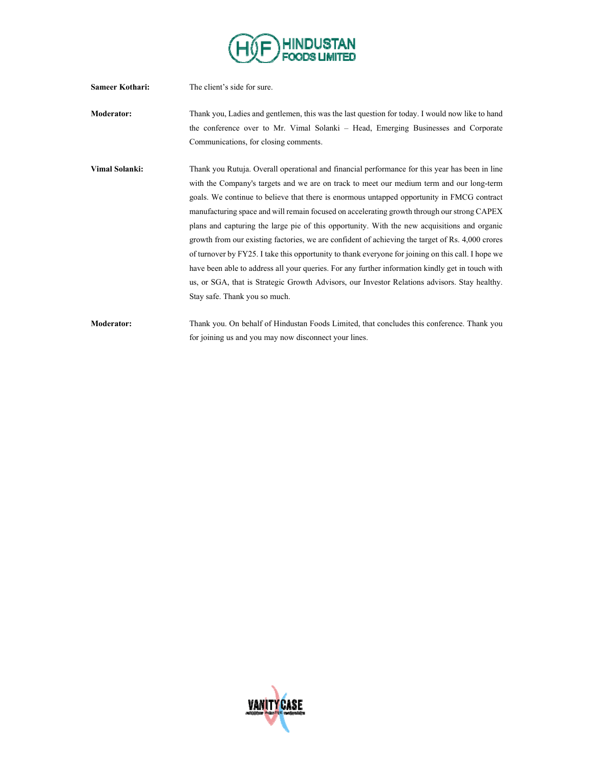**Sameer Kothari:** The client's side for sure.

**Moderator:** Thank you, Ladies and gentlemen, this was the last question for today. I would now like to hand the conference over to Mr. Vimal Solanki – Head, Emerging Businesses and Corporate Communications, for closing comments.

**Vimal Solanki:** Thank you Rutuja. Overall operational and financial performance for this year has been in line with the Company's targets and we are on track to meet our medium term and our long-term goals. We continue to believe that there is enormous untapped opportunity in FMCG contract manufacturing space and will remain focused on accelerating growth through our strong CAPEX plans and capturing the large pie of this opportunity. With the new acquisitions and organic growth from our existing factories, we are confident of achieving the target of Rs. 4,000 crores of turnover by FY25. I take this opportunity to thank everyone for joining on this call. I hope we have been able to address all your queries. For any further information kindly get in touch with us, or SGA, that is Strategic Growth Advisors, our Investor Relations advisors. Stay healthy. Stay safe. Thank you so much.

**Moderator:** Thank you. On behalf of Hindustan Foods Limited, that concludes this conference. Thank you for joining us and you may now disconnect your lines.